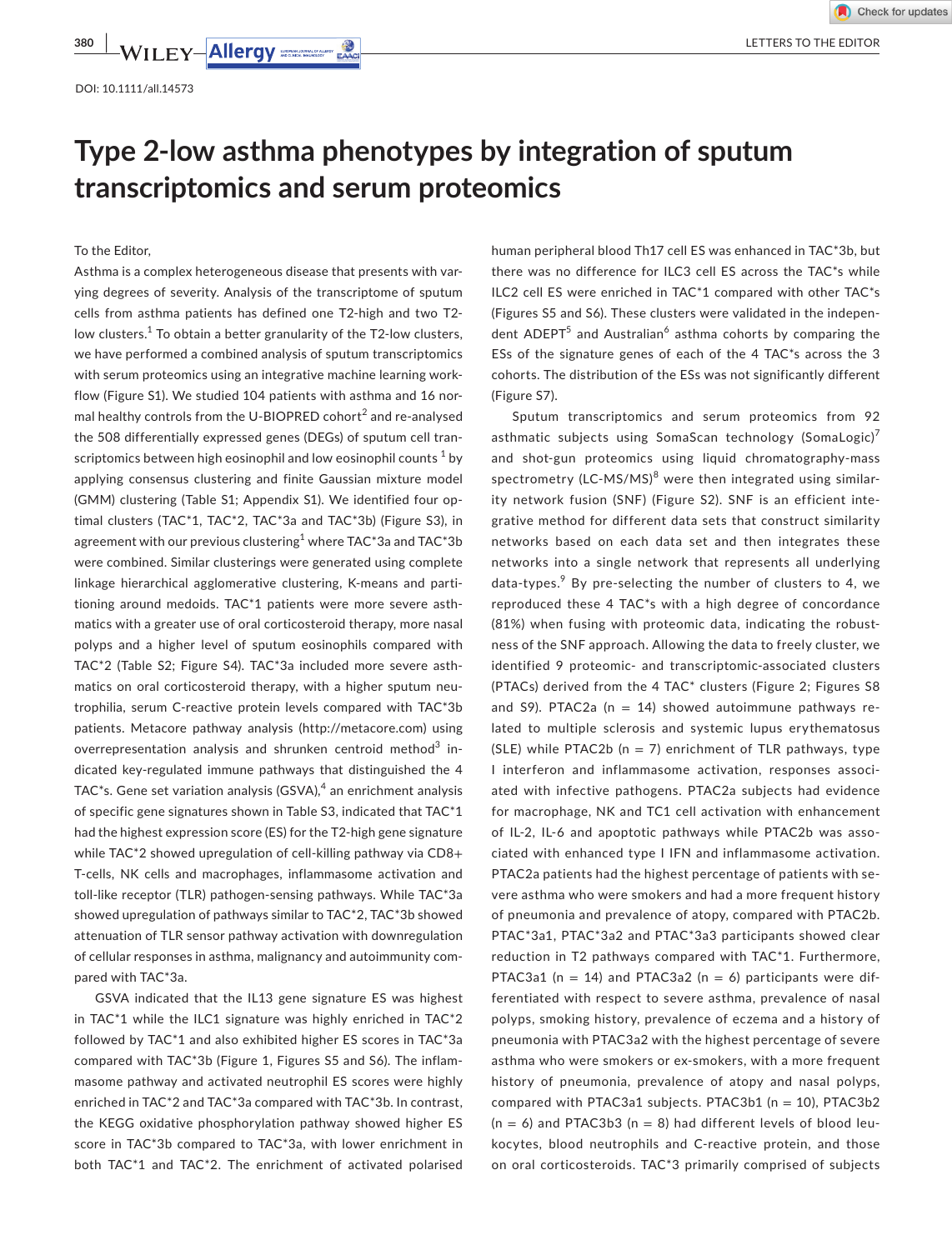DOI: 10.1111/all.14573

# Type 2-low asthma phenotypes by integration of sputum transcriptomics and serum proteomics

To the Editor,

Asthma is a complex heterogeneous disease that presents with varying degrees of severity. Analysis of the transcriptome of sputum cells from asthma patients has defined one T2-high and two T2-low clusters.[1] To obtain a better granularity of the T2-low clusters, we have performed a combined analysis of sputum transcriptomics with serum proteomics using an integrative machine learning workflow (Figure S1). We studied 104 patients with asthma and 16 normal healthy controls from the U-BIOPRED cohort[2] and re-analysed the 508 differentially expressed genes (DEGs) of sputum cell transcriptomics between high eosinophil and low eosinophil counts [1] by applying consensus clustering and finite Gaussian mixture model (GMM) clustering (Table S1; Appendix S1). We identified four optimal clusters (TAC*1, TAC*2, TAC*3a and TAC*3b) (Figure S3), in agreement with our previous clustering[1] where TAC*3a and TAC*3b were combined. Similar clusterings were generated using complete linkage hierarchical agglomerative clustering, K-means and partitioning around medoids. TAC*1 patients were more severe asthmatics with a greater use of oral corticosteroid therapy, more nasal polyps and a higher level of sputum eosinophils compared with TAC*2 (Table S2; Figure S4). TAC*3a included more severe asthmatics on oral corticosteroid therapy, with a higher sputum neutrophilia, serum C-reactive protein levels compared with TAC*3b patients. Metacore pathway analysis (http://metacore.com) using overrepresentation analysis and shrunken centroid method[3] indicated key-regulated immune pathways that distinguished the 4 TAC*s. Gene set variation analysis (GSVA),[4] an enrichment analysis of specific gene signatures shown in Table S3, indicated that TAC*1 had the highest expression score (ES) for the T2-high gene signature while TAC*2 showed upregulation of cell-killing pathway via CD8+ T-cells, NK cells and macrophages, inflammasome activation and toll-like receptor (TLR) pathogen-sensing pathways. While TAC*3a showed upregulation of pathways similar to TAC*2, TAC*3b showed attenuation of TLR sensor pathway activation with downregulation of cellular responses in asthma, malignancy and autoimmunity compared with TAC*3a.

GSVA indicated that the IL13 gene signature ES was highest in TAC*1 while the ILC1 signature was highly enriched in TAC*2 followed by TAC*1 and also exhibited higher ES scores in TAC*3a compared with TAC*3b (Figure 1, Figures S5 and S6). The inflammasome pathway and activated neutrophil ES scores were highly enriched in TAC*2 and TAC*3a compared with TAC*3b. In contrast, the KEGG oxidative phosphorylation pathway showed higher ES score in TAC*3b compared to TAC*3a, with lower enrichment in both TAC*1 and TAC*2. The enrichment of activated polarised human peripheral blood Th17 cell ES was enhanced in TAC*3b, but there was no difference for ILC3 cell ES across the TAC*s while ILC2 cell ES were enriched in TAC*1 compared with other TAC*s (Figures S5 and S6). These clusters were validated in the independent ADEPT[5] and Australian[6] asthma cohorts by comparing the ESs of the signature genes of each of the 4 TAC*s across the 3 cohorts. The distribution of the ESs was not significantly different (Figure S7).

Sputum transcriptomics and serum proteomics from 92 asthmatic subjects using SomaScan technology (SomaLogic)[7] and shot-gun proteomics using liquid chromatography-mass spectrometry (LC-MS/MS)[8] were then integrated using similarity network fusion (SNF) (Figure S2). SNF is an efficient integrative method for different data sets that construct similarity networks based on each data set and then integrates these networks into a single network that represents all underlying data-types.[9] By pre-selecting the number of clusters to 4, we reproduced these 4 TAC*s with a high degree of concordance (81%) when fusing with proteomic data, indicating the robustness of the SNF approach. Allowing the data to freely cluster, we identified 9 proteomic- and transcriptomic-associated clusters (PTACs) derived from the 4 TAC* clusters (Figure 2; Figures S8 and S9). PTAC2a (n = 14) showed autoimmune pathways related to multiple sclerosis and systemic lupus erythematosus (SLE) while PTAC2b (n = 7) enrichment of TLR pathways, type I interferon and inflammasome activation, responses associated with infective pathogens. PTAC2a subjects had evidence for macrophage, NK and TC1 cell activation with enhancement of IL-2, IL-6 and apoptotic pathways while PTAC2b was associated with enhanced type I IFN and inflammasome activation. PTAC2a patients had the highest percentage of patients with severe asthma who were smokers and had a more frequent history of pneumonia and prevalence of atopy, compared with PTAC2b. PTAC*3a1, PTAC*3a2 and PTAC*3a3 participants showed clear reduction in T2 pathways compared with TAC*1. Furthermore, PTAC3a1 (n = 14) and PTAC3a2 (n = 6) participants were differentiated with respect to severe asthma, prevalence of nasal polyps, smoking history, prevalence of eczema and a history of pneumonia with PTAC3a2 with the highest percentage of severe asthma who were smokers or ex-smokers, with a more frequent history of pneumonia, prevalence of atopy and nasal polyps, compared with PTAC3a1 subjects. PTAC3b1 (n = 10), PTAC3b2 (n = 6) and PTAC3b3 (n = 8) had different levels of blood leukocytes, blood neutrophils and C-reactive protein, and those on oral corticosteroids. TAC*3 primarily comprised of subjects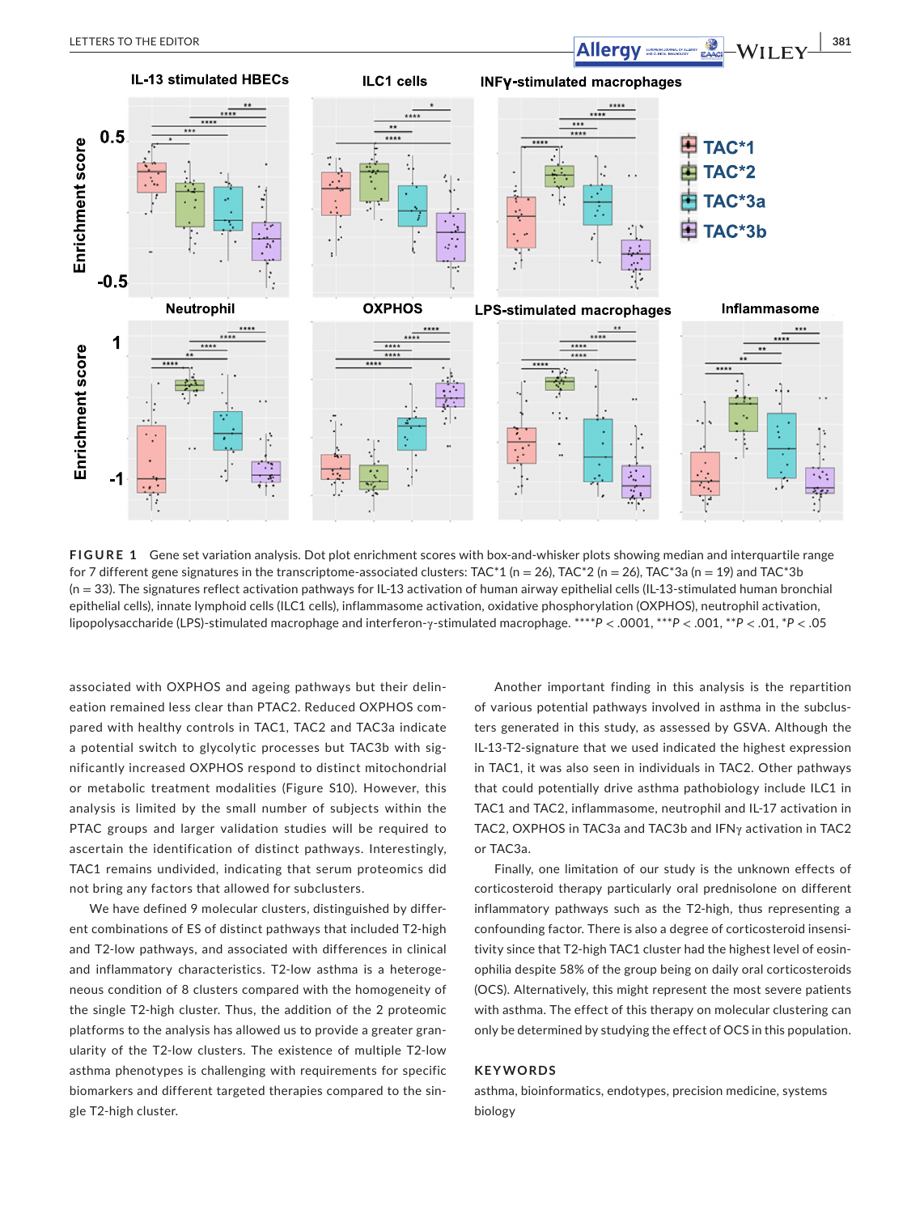**FIGURE 1** Gene set variation analysis. Dot plot enrichment scores with box-and-whisker plots showing median and interquartile range for 7 different gene signatures in the transcriptome-associated clusters: TAC*1 (n = 26), TAC*2 (n = 26), TAC*3a (n = 19) and TAC*3b (n = 33). The signatures reflect activation pathways for IL-13 activation of human airway epithelial cells (IL-13-stimulated human bronchial epithelial cells), innate lymphoid cells (ILC1 cells), inflammasome activation, oxidative phosphorylation (OXPHOS), neutrophil activation, lipopolysaccharide (LPS)-stimulated macrophage and interferon-γ-stimulated macrophage. ****$P < .0001$, ***$P < .001$, **$P < .01$, *$P < .05$

associated with OXPHOS and ageing pathways but their delineation remained less clear than PTAC2. Reduced OXPHOS compared with healthy controls in TAC1, TAC2 and TAC3a indicate a potential switch to glycolytic processes but TAC3b with significantly increased OXPHOS respond to distinct mitochondrial or metabolic treatment modalities (Figure S10). However, this analysis is limited by the small number of subjects within the PTAC groups and larger validation studies will be required to ascertain the identification of distinct pathways. Interestingly, TAC1 remains undivided, indicating that serum proteomics did not bring any factors that allowed for subclusters.

We have defined 9 molecular clusters, distinguished by different combinations of ES of distinct pathways that included T2-high and T2-low pathways, and associated with differences in clinical and inflammatory characteristics. T2-low asthma is a heterogeneous condition of 8 clusters compared with the homogeneity of the single T2-high cluster. Thus, the addition of the 2 proteomic platforms to the analysis has allowed us to provide a greater granularity of the T2-low clusters. The existence of multiple T2-low asthma phenotypes is challenging with requirements for specific biomarkers and different targeted therapies compared to the single T2-high cluster.

Another important finding in this analysis is the repartition of various potential pathways involved in asthma in the subclusters generated in this study, as assessed by GSVA. Although the IL-13-T2-signature that we used indicated the highest expression in TAC1, it was also seen in individuals in TAC2. Other pathways that could potentially drive asthma pathobiology include ILC1 in TAC1 and TAC2, inflammasome, neutrophil and IL-17 activation in TAC2, OXPHOS in TAC3a and TAC3b and IFNγ activation in TAC2 or TAC3a.

Finally, one limitation of our study is the unknown effects of corticosteroid therapy particularly oral prednisolone on different inflammatory pathways such as the T2-high, thus representing a confounding factor. There is also a degree of corticosteroid insensitivity since that T2-high TAC1 cluster had the highest level of eosinophilia despite 58% of the group being on daily oral corticosteroids (OCS). Alternatively, this might represent the most severe patients with asthma. The effect of this therapy on molecular clustering can only be determined by studying the effect of OCS in this population.

## KEYWORDS

asthma, bioinformatics, endotypes, precision medicine, systems biology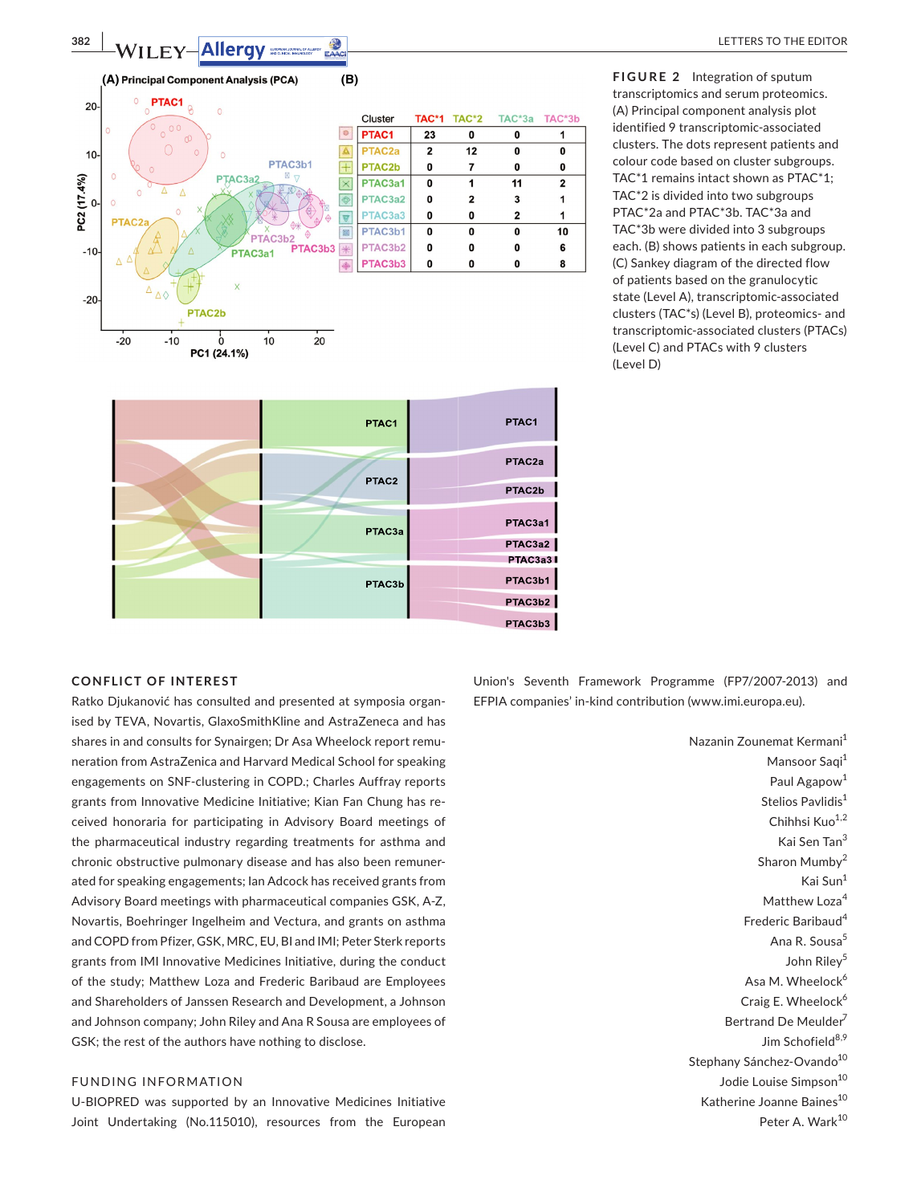| Cluster | TAC*1 | TAC*2 | TAC*3a | TAC*3b |
|---|---|---|---|---|
| PTAC1 | 23 | 0 | 0 | 1 |
| PTAC2a | 2 | 12 | 0 | 0 |
| PTAC2b | 0 | 7 | 0 | 0 |
| PTAC3a1 | 0 | 1 | 11 | 2 |
| PTAC3a2 | 0 | 2 | 3 | 1 |
| PTAC3a3 | 0 | 0 | 2 | 1 |
| PTAC3b1 | 0 | 0 | 0 | 10 |
| PTAC3b2 | 0 | 0 | 0 | 6 |
| PTAC3b3 | 0 | 0 | 0 | 8 |

**FIGURE 2** Integration of sputum transcriptomics and serum proteomics. (A) Principal component analysis plot identified 9 transcriptomic-associated clusters. The dots represent patients and colour code based on cluster subgroups. TAC*1 remains intact shown as PTAC*1; TAC*2 is divided into two subgroups PTAC*2a and PTAC*3b. TAC*3a and TAC*3b were divided into 3 subgroups each. (B) shows patients in each subgroup. (C) Sankey diagram of the directed flow of patients based on the granulocytic state (Level A), transcriptomic-associated clusters (TAC*s) (Level B), proteomics- and transcriptomic-associated clusters (PTACs) (Level C) and PTACs with 9 clusters (Level D)

## CONFLICT OF INTEREST

Ratko Djukanović has consulted and presented at symposia organised by TEVA, Novartis, GlaxoSmithKline and AstraZeneca and has shares in and consults for Synairgen; Dr Asa Wheelock report remuneration from AstraZenica and Harvard Medical School for speaking engagements on SNF-clustering in COPD.; Charles Auffray reports grants from Innovative Medicine Initiative; Kian Fan Chung has received honoraria for participating in Advisory Board meetings of the pharmaceutical industry regarding treatments for asthma and chronic obstructive pulmonary disease and has also been remunerated for speaking engagements; Ian Adcock has received grants from Advisory Board meetings with pharmaceutical companies GSK, A-Z, Novartis, Boehringer Ingelheim and Vectura, and grants on asthma and COPD from Pfizer, GSK, MRC, EU, BI and IMI; Peter Sterk reports grants from IMI Innovative Medicines Initiative, during the conduct of the study; Matthew Loza and Frederic Baribaud are Employees and Shareholders of Janssen Research and Development, a Johnson and Johnson company; John Riley and Ana R Sousa are employees of GSK; the rest of the authors have nothing to disclose.

## FUNDING INFORMATION

U-BIOPRED was supported by an Innovative Medicines Initiative Joint Undertaking (No.115010), resources from the European Union's Seventh Framework Programme (FP7/2007-2013) and EFPIA companies' in-kind contribution (www.imi.europa.eu).

Nazanin Zounemat Kermani[1]
Mansoor Saqi[1]
Paul Agapow[1]
Stelios Pavlidis[1]
Chihhsi Kuo[1,2]
Kai Sen Tan[3]
Sharon Mumby[2]
Kai Sun[1]
Matthew Loza[4]
Frederic Baribaud[4]
Ana R. Sousa[5]
John Riley[5]
Asa M. Wheelock[6]
Craig E. Wheelock[6]
Bertrand De Meulder[7]
Jim Schofield[8,9]
Stephany Sánchez-Ovando[10]
Jodie Louise Simpson[10]
Katherine Joanne Baines[10]
Peter A. Wark[10]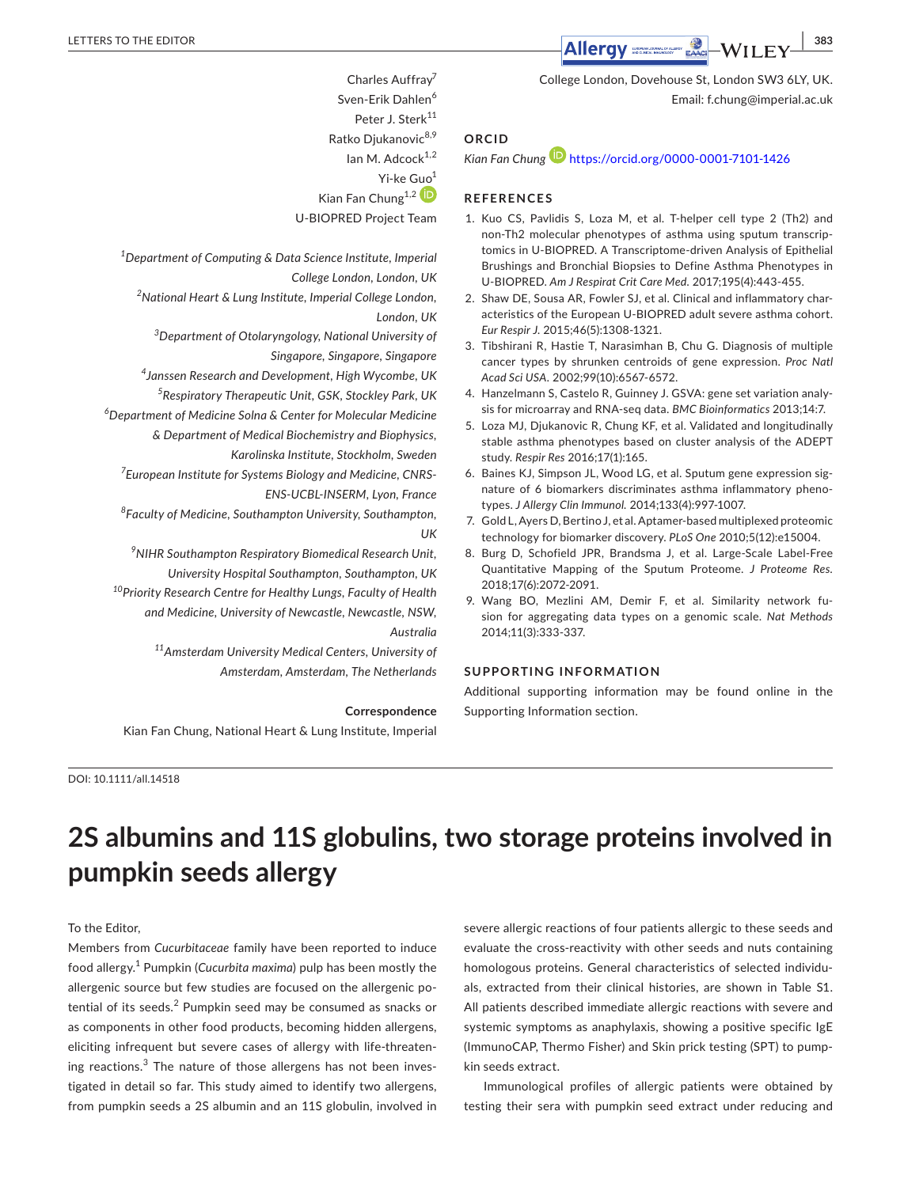Charles Auffray[7]
Sven-Erik Dahlen[6]
Peter J. Sterk[11]
Ratko Djukanovic[8,9]
Ian M. Adcock[1,2]
Yi-ke Guo[1]
Kian Fan Chung[1,2]
U-BIOPRED Project Team

[1]*Department of Computing & Data Science Institute, Imperial College London, London, UK*
[2]*National Heart & Lung Institute, Imperial College London, London, UK*
[3]*Department of Otolaryngology, National University of Singapore, Singapore, Singapore*
[4]*Janssen Research and Development, High Wycombe, UK*
[5]*Respiratory Therapeutic Unit, GSK, Stockley Park, UK*
[6]*Department of Medicine Solna & Center for Molecular Medicine & Department of Medical Biochemistry and Biophysics, Karolinska Institute, Stockholm, Sweden*
[7]*European Institute for Systems Biology and Medicine, CNRS-ENS-UCBL-INSERM, Lyon, France*
[8]*Faculty of Medicine, Southampton University, Southampton, UK*
[9]*NIHR Southampton Respiratory Biomedical Research Unit, University Hospital Southampton, Southampton, UK*
[10]*Priority Research Centre for Healthy Lungs, Faculty of Health and Medicine, University of Newcastle, Newcastle, NSW, Australia*
[11]*Amsterdam University Medical Centers, University of Amsterdam, Amsterdam, The Netherlands*

**Correspondence**
Kian Fan Chung, National Heart & Lung Institute, Imperial College London, Dovehouse St, London SW3 6LY, UK.
Email: f.chung@imperial.ac.uk

## ORCID

*Kian Fan Chung* https://orcid.org/0000-0001-7101-1426

## REFERENCES

1. Kuo CS, Pavlidis S, Loza M, et al. T-helper cell type 2 (Th2) and non-Th2 molecular phenotypes of asthma using sputum transcriptomics in U-BIOPRED. A Transcriptome-driven Analysis of Epithelial Brushings and Bronchial Biopsies to Define Asthma Phenotypes in U-BIOPRED. *Am J Respirat Crit Care Med.* 2017;195(4):443-455.
2. Shaw DE, Sousa AR, Fowler SJ, et al. Clinical and inflammatory characteristics of the European U-BIOPRED adult severe asthma cohort. *Eur Respir J.* 2015;46(5):1308-1321.
3. Tibshirani R, Hastie T, Narasimhan B, Chu G. Diagnosis of multiple cancer types by shrunken centroids of gene expression. *Proc Natl Acad Sci USA*. 2002;99(10):6567-6572.
4. Hanzelmann S, Castelo R, Guinney J. GSVA: gene set variation analysis for microarray and RNA-seq data. *BMC Bioinformatics* 2013;14:7.
5. Loza MJ, Djukanovic R, Chung KF, et al. Validated and longitudinally stable asthma phenotypes based on cluster analysis of the ADEPT study. *Respir Res* 2016;17(1):165.
6. Baines KJ, Simpson JL, Wood LG, et al. Sputum gene expression signature of 6 biomarkers discriminates asthma inflammatory phenotypes. *J Allergy Clin Immunol.* 2014;133(4):997-1007.
7. Gold L, Ayers D, Bertino J, et al. Aptamer-based multiplexed proteomic technology for biomarker discovery. *PLoS One* 2010;5(12):e15004.
8. Burg D, Schofield JPR, Brandsma J, et al. Large-Scale Label-Free Quantitative Mapping of the Sputum Proteome. *J Proteome Res.* 2018;17(6):2072-2091.
9. Wang BO, Mezlini AM, Demir F, et al. Similarity network fusion for aggregating data types on a genomic scale. *Nat Methods* 2014;11(3):333-337.

## SUPPORTING INFORMATION

Additional supporting information may be found online in the Supporting Information section.

DOI: 10.1111/all.14518

# 2S albumins and 11S globulins, two storage proteins involved in pumpkin seeds allergy

To the Editor,

Members from *Cucurbitaceae* family have been reported to induce food allergy.[1] Pumpkin (*Cucurbita maxima*) pulp has been mostly the allergenic source but few studies are focused on the allergenic potential of its seeds.[2] Pumpkin seed may be consumed as snacks or as components in other food products, becoming hidden allergens, eliciting infrequent but severe cases of allergy with life-threatening reactions.[3] The nature of those allergens has not been investigated in detail so far. This study aimed to identify two allergens, from pumpkin seeds a 2S albumin and an 11S globulin, involved in severe allergic reactions of four patients allergic to these seeds and evaluate the cross-reactivity with other seeds and nuts containing homologous proteins. General characteristics of selected individuals, extracted from their clinical histories, are shown in Table S1. All patients described immediate allergic reactions with severe and systemic symptoms as anaphylaxis, showing a positive specific IgE (ImmunoCAP, Thermo Fisher) and Skin prick testing (SPT) to pumpkin seeds extract.

Immunological profiles of allergic patients were obtained by testing their sera with pumpkin seed extract under reducing and